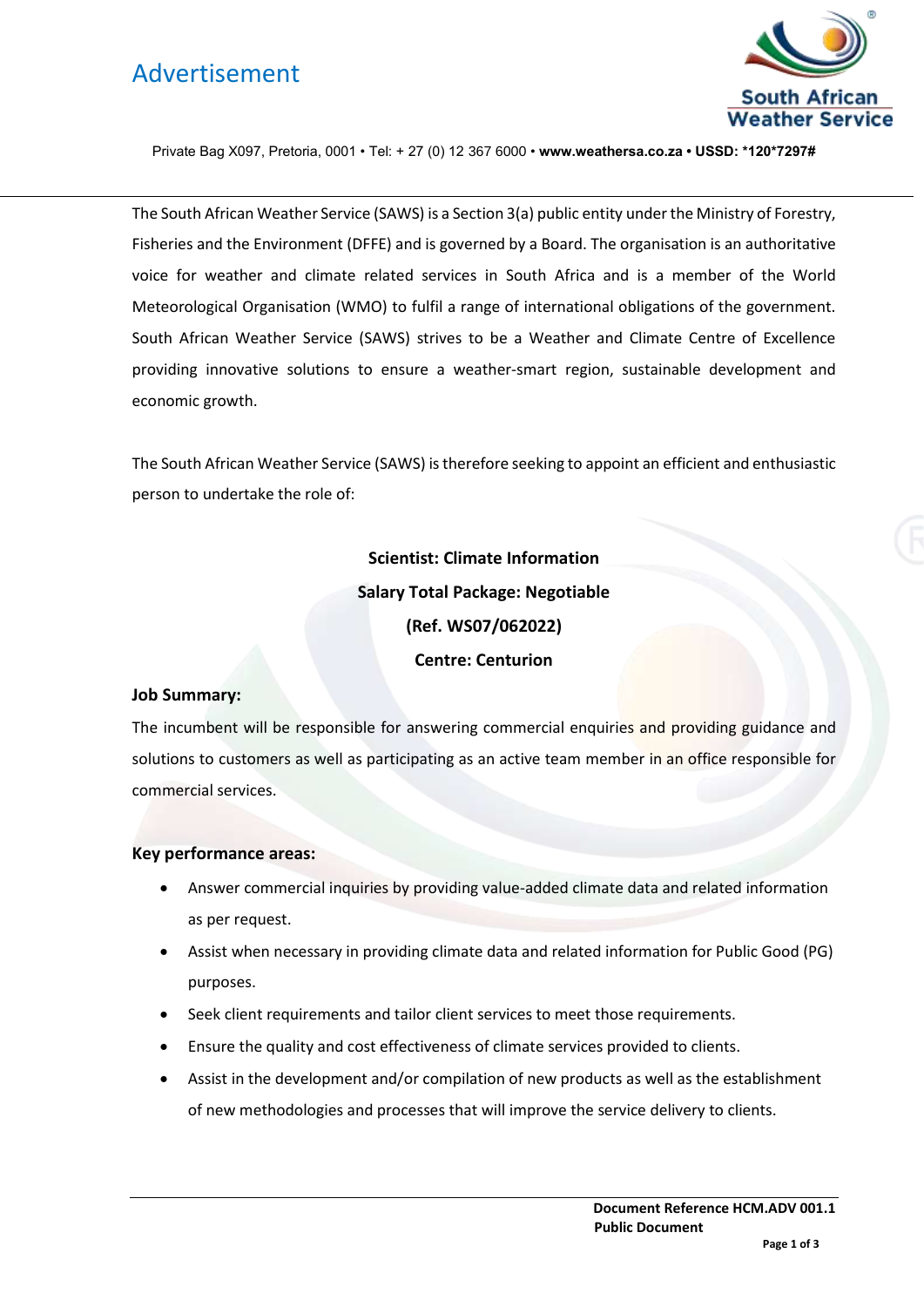# Advertisement

Private Bag X097, Pretoria, 0001 • Tel: + 27 (0) 12 367 6000 • **www.weathersa.co.za • USSD: *120*7297#**

The South African Weather Service (SAWS) is a Section 3(a) public entity under the Ministry of Forestry, Fisheries and the Environment (DFFE) and is governed by a Board. The organisation is an authoritative voice for weather and climate related services in South Africa and is a member of the World Meteorological Organisation (WMO) to fulfil a range of international obligations of the government. South African Weather Service (SAWS) strives to be a Weather and Climate Centre of Excellence providing innovative solutions to ensure a weather-smart region, sustainable development and economic growth.

The South African Weather Service (SAWS) is therefore seeking to appoint an efficient and enthusiastic person to undertake the role of:

**Scientist: Climate Information**

**Salary Total Package: Negotiable**

**(Ref. WS07/062022)**

**Centre: Centurion**

**Job Summary:**

The incumbent will be responsible for answering commercial enquiries and providing guidance and solutions to customers as well as participating as an active team member in an office responsible for commercial services.

**Key performance areas:**

- Answer commercial inquiries by providing value-added climate data and related information as per request.
- Assist when necessary in providing climate data and related information for Public Good (PG) purposes.
- Seek client requirements and tailor client services to meet those requirements.
- Ensure the quality and cost effectiveness of climate services provided to clients.
- Assist in the development and/or compilation of new products as well as the establishment of new methodologies and processes that will improve the service delivery to clients.

**Document Reference HCM.ADV 001.1**
**Public Document**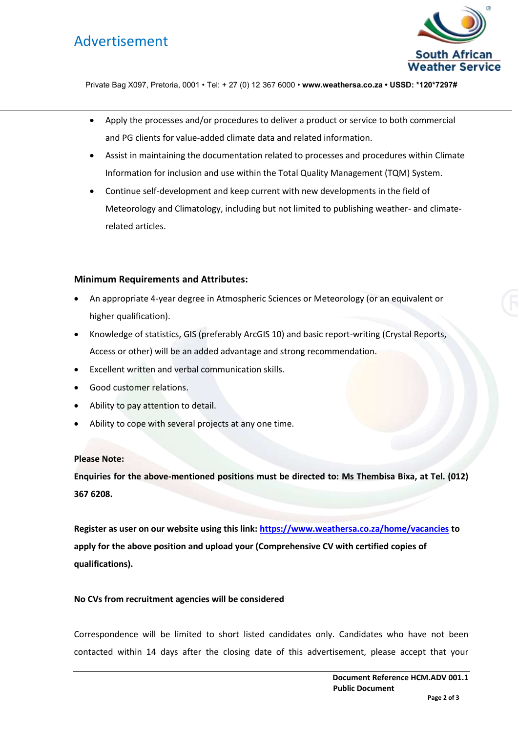- Apply the processes and/or procedures to deliver a product or service to both commercial and PG clients for value-added climate data and related information.
- Assist in maintaining the documentation related to processes and procedures within Climate Information for inclusion and use within the Total Quality Management (TQM) System.
- Continue self-development and keep current with new developments in the field of Meteorology and Climatology, including but not limited to publishing weather- and climate-related articles.

**Minimum Requirements and Attributes:**

- An appropriate 4-year degree in Atmospheric Sciences or Meteorology (or an equivalent or higher qualification).
- Knowledge of statistics, GIS (preferably ArcGIS 10) and basic report-writing (Crystal Reports, Access or other) will be an added advantage and strong recommendation.
- Excellent written and verbal communication skills.
- Good customer relations.
- Ability to pay attention to detail.
- Ability to cope with several projects at any one time.

**Please Note:**

**Enquiries for the above-mentioned positions must be directed to: Ms Thembisa Bixa, at Tel. (012) 367 6208.**

**Register as user on our website using this link: https://www.weathersa.co.za/home/vacancies to apply for the above position and upload your (Comprehensive CV with certified copies of qualifications).**

**No CVs from recruitment agencies will be considered**

Correspondence will be limited to short listed candidates only. Candidates who have not been contacted within 14 days after the closing date of this advertisement, please accept that your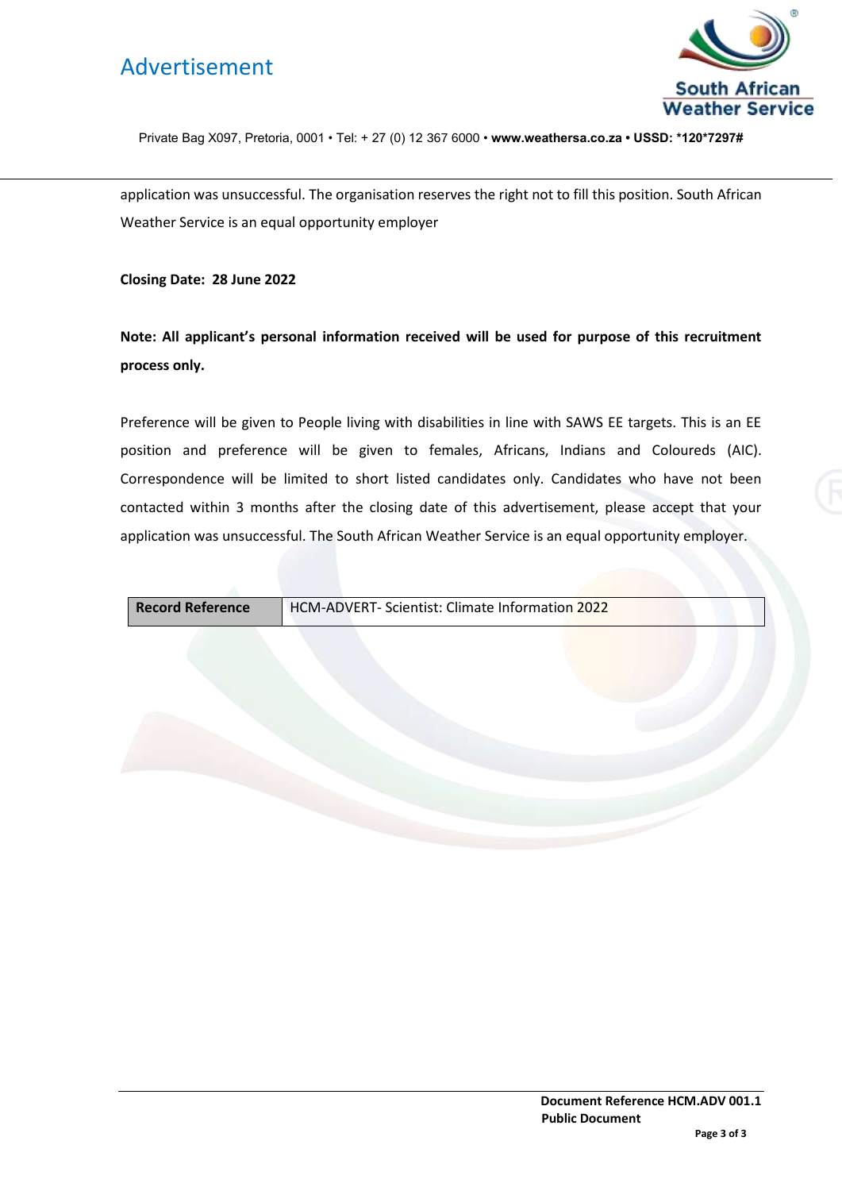application was unsuccessful. The organisation reserves the right not to fill this position. South African Weather Service is an equal opportunity employer

**Closing Date: 28 June 2022**

**Note: All applicant's personal information received will be used for purpose of this recruitment process only.**

Preference will be given to People living with disabilities in line with SAWS EE targets. This is an EE position and preference will be given to females, Africans, Indians and Coloureds (AIC). Correspondence will be limited to short listed candidates only. Candidates who have not been contacted within 3 months after the closing date of this advertisement, please accept that your application was unsuccessful. The South African Weather Service is an equal opportunity employer.

| | |
|---|---|
| **Record Reference** | HCM-ADVERT- Scientist: Climate Information 2022 |

**Document Reference HCM.ADV 001.1**
**Public Document**